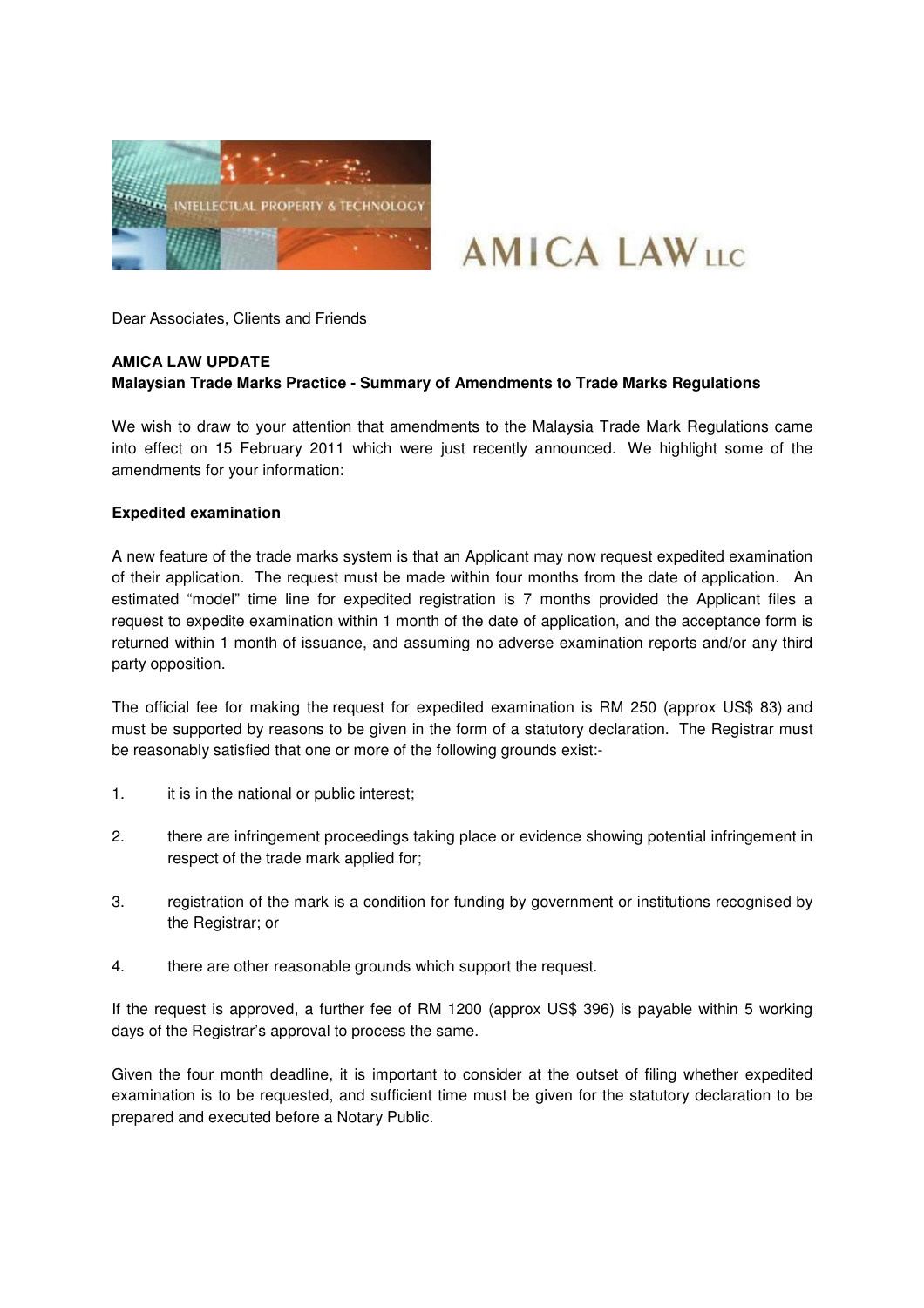Dear Associates, Clients and Friends

**AMICA LAW UPDATE**
**Malaysian Trade Marks Practice - Summary of Amendments to Trade Marks Regulations**

We wish to draw to your attention that amendments to the Malaysia Trade Mark Regulations came into effect on 15 February 2011 which were just recently announced. We highlight some of the amendments for your information:

**Expedited examination**

A new feature of the trade marks system is that an Applicant may now request expedited examination of their application. The request must be made within four months from the date of application. An estimated "model" time line for expedited registration is 7 months provided the Applicant files a request to expedite examination within 1 month of the date of application, and the acceptance form is returned within 1 month of issuance, and assuming no adverse examination reports and/or any third party opposition.

The official fee for making the request for expedited examination is RM 250 (approx US$ 83) and must be supported by reasons to be given in the form of a statutory declaration. The Registrar must be reasonably satisfied that one or more of the following grounds exist:-

1. it is in the national or public interest;

2. there are infringement proceedings taking place or evidence showing potential infringement in respect of the trade mark applied for;

3. registration of the mark is a condition for funding by government or institutions recognised by the Registrar; or

4. there are other reasonable grounds which support the request.

If the request is approved, a further fee of RM 1200 (approx US$ 396) is payable within 5 working days of the Registrar's approval to process the same.

Given the four month deadline, it is important to consider at the outset of filing whether expedited examination is to be requested, and sufficient time must be given for the statutory declaration to be prepared and executed before a Notary Public.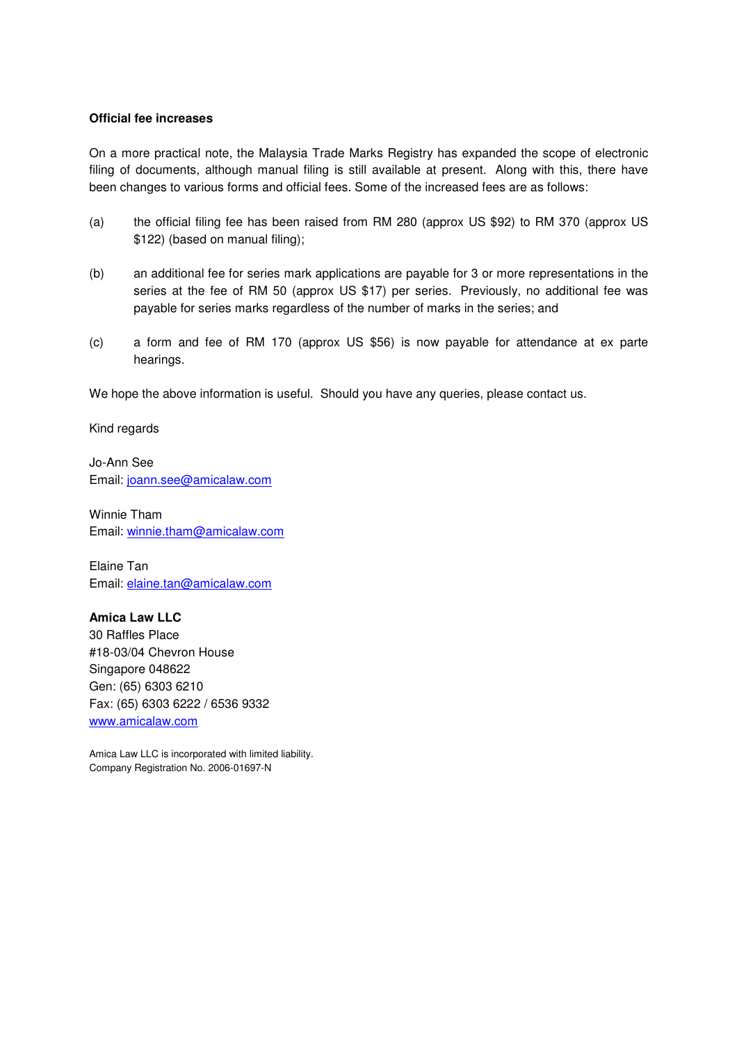**Official fee increases**

On a more practical note, the Malaysia Trade Marks Registry has expanded the scope of electronic filing of documents, although manual filing is still available at present. Along with this, there have been changes to various forms and official fees. Some of the increased fees are as follows:

(a) the official filing fee has been raised from RM 280 (approx US $92) to RM 370 (approx US $122) (based on manual filing);

(b) an additional fee for series mark applications are payable for 3 or more representations in the series at the fee of RM 50 (approx US $17) per series. Previously, no additional fee was payable for series marks regardless of the number of marks in the series; and

(c) a form and fee of RM 170 (approx US $56) is now payable for attendance at ex parte hearings.

We hope the above information is useful. Should you have any queries, please contact us.

Kind regards

Jo-Ann See
Email: joann.see@amicalaw.com

Winnie Tham
Email: winnie.tham@amicalaw.com

Elaine Tan
Email: elaine.tan@amicalaw.com

**Amica Law LLC**
30 Raffles Place
#18-03/04 Chevron House
Singapore 048622
Gen: (65) 6303 6210
Fax: (65) 6303 6222 / 6536 9332
www.amicalaw.com

Amica Law LLC is incorporated with limited liability.
Company Registration No. 2006-01697-N